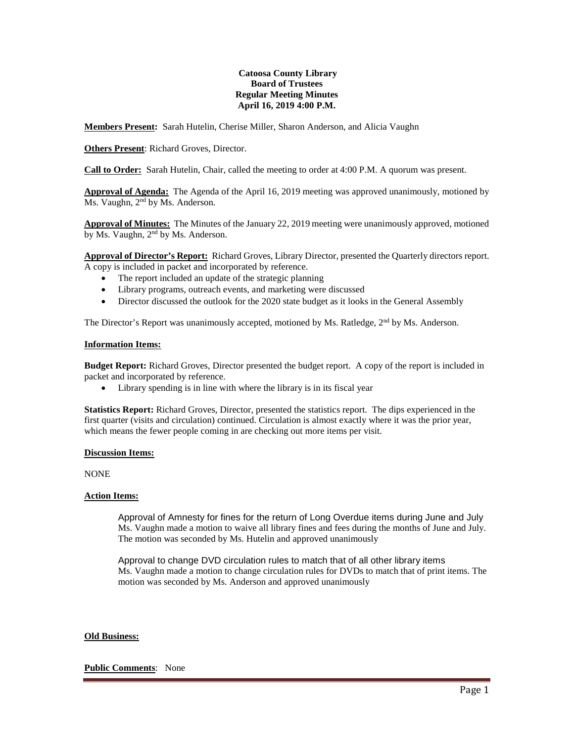**Catoosa County Library**
**Board of Trustees**
**Regular Meeting Minutes**
**April 16, 2019 4:00 P.M.**

**Members Present:** Sarah Hutelin, Cherise Miller, Sharon Anderson, and Alicia Vaughn

**Others Present**: Richard Groves, Director.

**Call to Order:** Sarah Hutelin, Chair, called the meeting to order at 4:00 P.M. A quorum was present.

**Approval of Agenda:** The Agenda of the April 16, 2019 meeting was approved unanimously, motioned by Ms. Vaughn, 2nd by Ms. Anderson.

**Approval of Minutes:** The Minutes of the January 22, 2019 meeting were unanimously approved, motioned by Ms. Vaughn, 2nd by Ms. Anderson.

**Approval of Director's Report:** Richard Groves, Library Director, presented the Quarterly directors report. A copy is included in packet and incorporated by reference.

- The report included an update of the strategic planning
- Library programs, outreach events, and marketing were discussed
- Director discussed the outlook for the 2020 state budget as it looks in the General Assembly

The Director's Report was unanimously accepted, motioned by Ms. Ratledge, 2nd by Ms. Anderson.

**Information Items:**

**Budget Report:** Richard Groves, Director presented the budget report. A copy of the report is included in packet and incorporated by reference.

- Library spending is in line with where the library is in its fiscal year

**Statistics Report:** Richard Groves, Director, presented the statistics report. The dips experienced in the first quarter (visits and circulation) continued. Circulation is almost exactly where it was the prior year, which means the fewer people coming in are checking out more items per visit.

**Discussion Items:**

NONE

**Action Items:**

Approval of Amnesty for fines for the return of Long Overdue items during June and July
Ms. Vaughn made a motion to waive all library fines and fees during the months of June and July. The motion was seconded by Ms. Hutelin and approved unanimously

Approval to change DVD circulation rules to match that of all other library items
Ms. Vaughn made a motion to change circulation rules for DVDs to match that of print items. The motion was seconded by Ms. Anderson and approved unanimously

**Old Business:**

**Public Comments**: None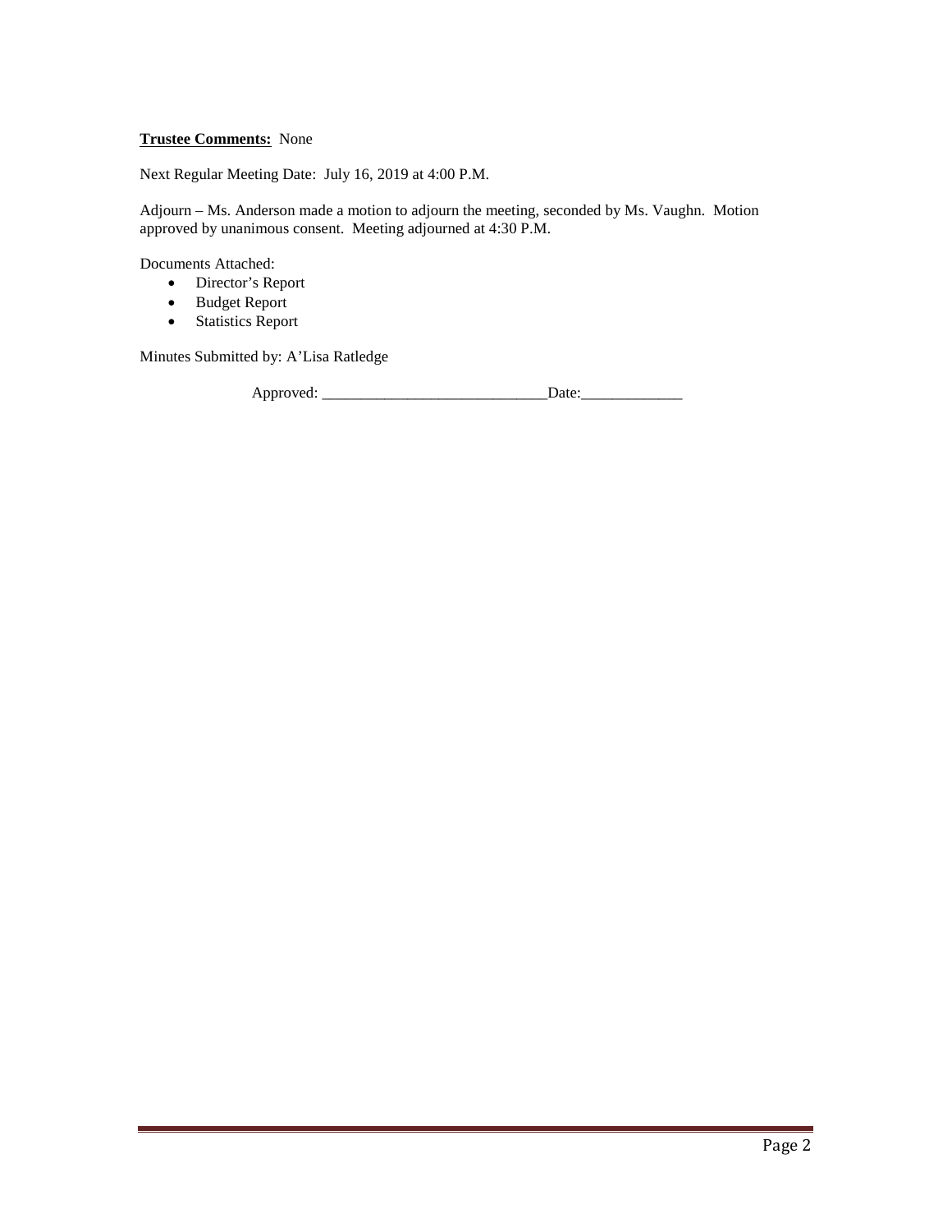**Trustee Comments:** None

Next Regular Meeting Date: July 16, 2019 at 4:00 P.M.

Adjourn – Ms. Anderson made a motion to adjourn the meeting, seconded by Ms. Vaughn. Motion approved by unanimous consent. Meeting adjourned at 4:30 P.M.

Documents Attached:

- Director's Report
- Budget Report
- Statistics Report

Minutes Submitted by: A'Lisa Ratledge

Approved: _____________________________Date:_____________